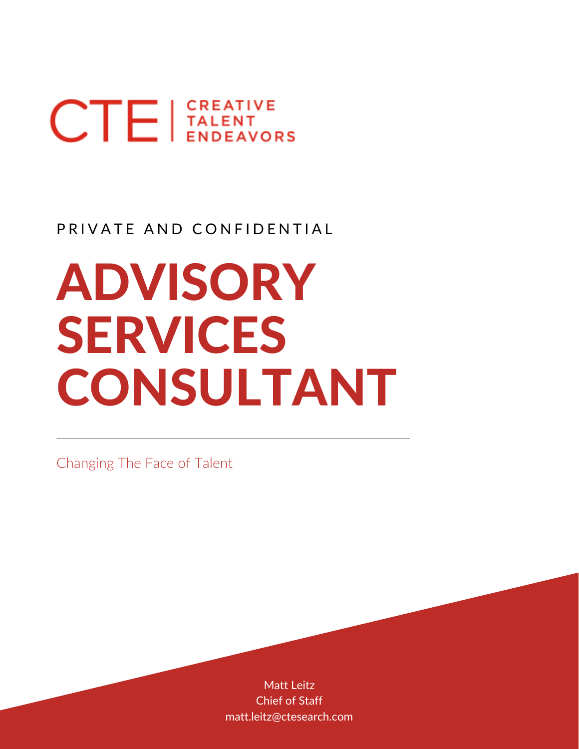CTE | CREATIVE TALENT ENDEAVORS

PRIVATE AND CONFIDENTIAL

# ADVISORY SERVICES CONSULTANT

Changing The Face of Talent

Matt Leitz
Chief of Staff
matt.leitz@ctesearch.com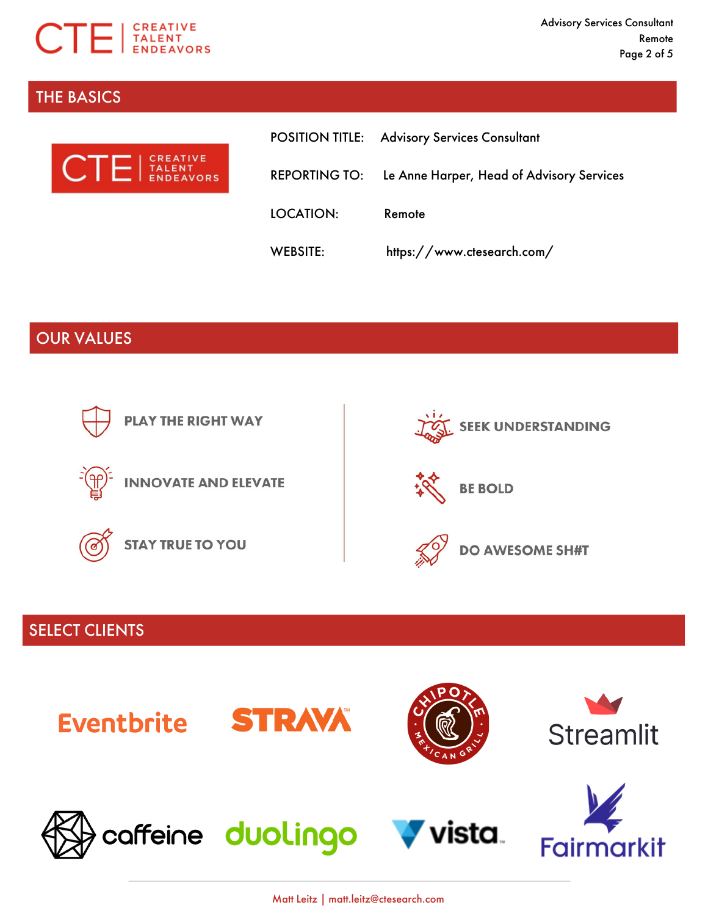## THE BASICS

| | |
|---|---|
| POSITION TITLE: | Advisory Services Consultant |
| REPORTING TO: | Le Anne Harper, Head of Advisory Services |
| LOCATION: | Remote |
| WEBSITE: | https://www.ctesearch.com/ |

## OUR VALUES

- **PLAY THE RIGHT WAY**
- **INNOVATE AND ELEVATE**
- **STAY TRUE TO YOU**
- **SEEK UNDERSTANDING**
- **BE BOLD**
- **DO AWESOME SH#T**

## SELECT CLIENTS

Eventbrite, Strava, Chipotle Mexican Grill, Streamlit, caffeine, duolingo, vista, Fairmarkit

Matt Leitz | matt.leitz@ctesearch.com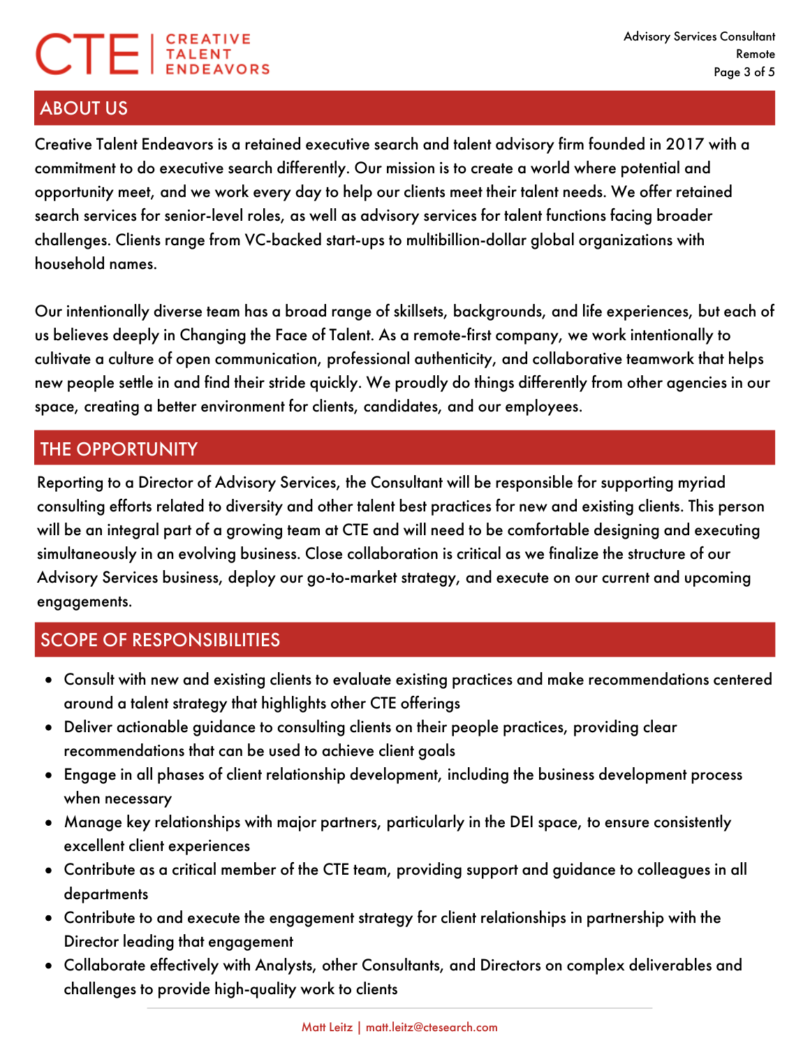## ABOUT US

Creative Talent Endeavors is a retained executive search and talent advisory firm founded in 2017 with a commitment to do executive search differently. Our mission is to create a world where potential and opportunity meet, and we work every day to help our clients meet their talent needs. We offer retained search services for senior-level roles, as well as advisory services for talent functions facing broader challenges. Clients range from VC-backed start-ups to multibillion-dollar global organizations with household names.

Our intentionally diverse team has a broad range of skillsets, backgrounds, and life experiences, but each of us believes deeply in Changing the Face of Talent. As a remote-first company, we work intentionally to cultivate a culture of open communication, professional authenticity, and collaborative teamwork that helps new people settle in and find their stride quickly. We proudly do things differently from other agencies in our space, creating a better environment for clients, candidates, and our employees.

## THE OPPORTUNITY

Reporting to a Director of Advisory Services, the Consultant will be responsible for supporting myriad consulting efforts related to diversity and other talent best practices for new and existing clients. This person will be an integral part of a growing team at CTE and will need to be comfortable designing and executing simultaneously in an evolving business. Close collaboration is critical as we finalize the structure of our Advisory Services business, deploy our go-to-market strategy, and execute on our current and upcoming engagements.

## SCOPE OF RESPONSIBILITIES

- Consult with new and existing clients to evaluate existing practices and make recommendations centered around a talent strategy that highlights other CTE offerings
- Deliver actionable guidance to consulting clients on their people practices, providing clear recommendations that can be used to achieve client goals
- Engage in all phases of client relationship development, including the business development process when necessary
- Manage key relationships with major partners, particularly in the DEI space, to ensure consistently excellent client experiences
- Contribute as a critical member of the CTE team, providing support and guidance to colleagues in all departments
- Contribute to and execute the engagement strategy for client relationships in partnership with the Director leading that engagement
- Collaborate effectively with Analysts, other Consultants, and Directors on complex deliverables and challenges to provide high-quality work to clients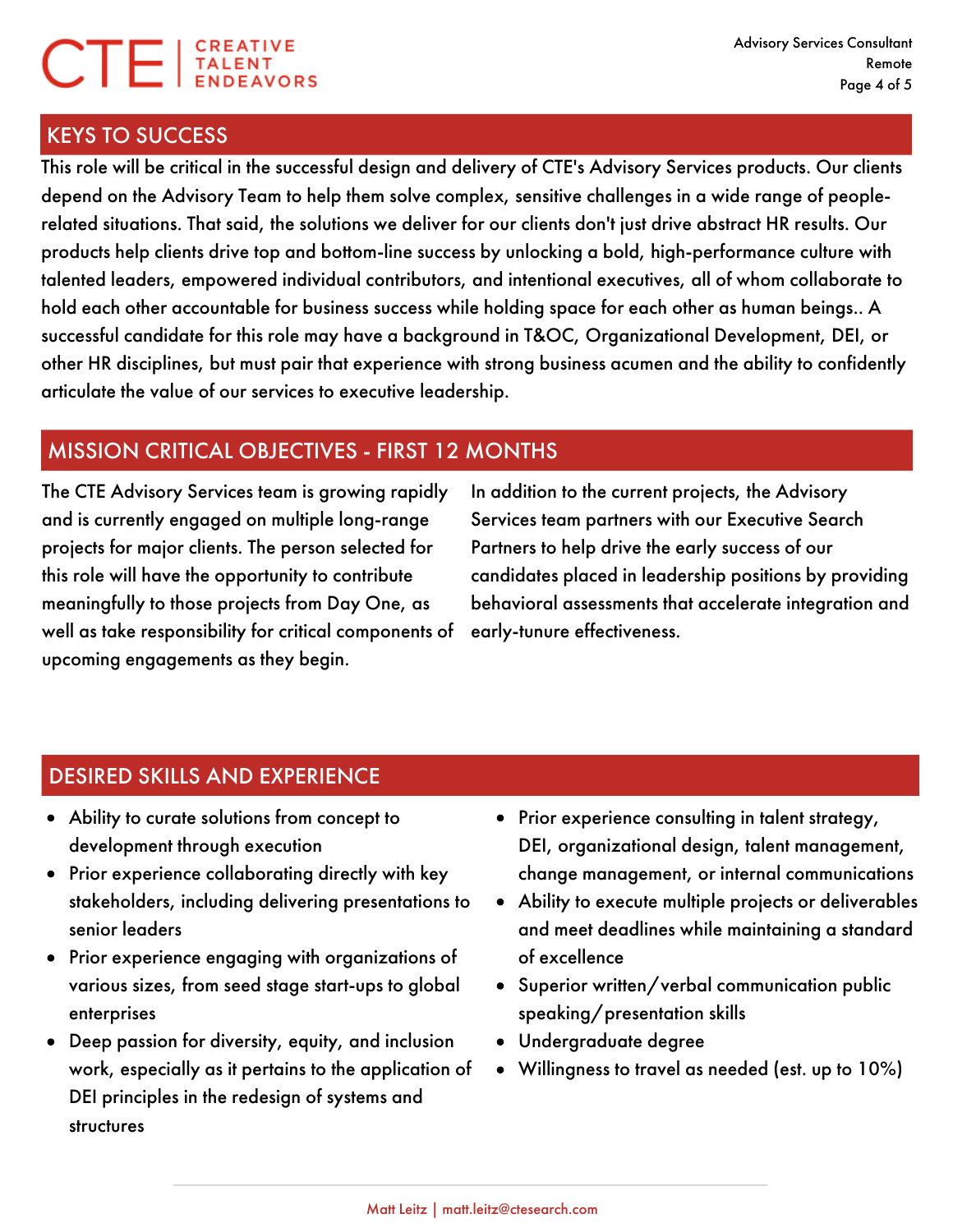## KEYS TO SUCCESS

This role will be critical in the successful design and delivery of CTE's Advisory Services products. Our clients depend on the Advisory Team to help them solve complex, sensitive challenges in a wide range of people-related situations. That said, the solutions we deliver for our clients don't just drive abstract HR results. Our products help clients drive top and bottom-line success by unlocking a bold, high-performance culture with talented leaders, empowered individual contributors, and intentional executives, all of whom collaborate to hold each other accountable for business success while holding space for each other as human beings.. A successful candidate for this role may have a background in T&OC, Organizational Development, DEI, or other HR disciplines, but must pair that experience with strong business acumen and the ability to confidently articulate the value of our services to executive leadership.

## MISSION CRITICAL OBJECTIVES - FIRST 12 MONTHS

The CTE Advisory Services team is growing rapidly and is currently engaged on multiple long-range projects for major clients. The person selected for this role will have the opportunity to contribute meaningfully to those projects from Day One, as well as take responsibility for critical components of upcoming engagements as they begin.

In addition to the current projects, the Advisory Services team partners with our Executive Search Partners to help drive the early success of our candidates placed in leadership positions by providing behavioral assessments that accelerate integration and early-tunure effectiveness.

## DESIRED SKILLS AND EXPERIENCE

- Ability to curate solutions from concept to development through execution
- Prior experience collaborating directly with key stakeholders, including delivering presentations to senior leaders
- Prior experience engaging with organizations of various sizes, from seed stage start-ups to global enterprises
- Deep passion for diversity, equity, and inclusion work, especially as it pertains to the application of DEI principles in the redesign of systems and structures
- Prior experience consulting in talent strategy, DEI, organizational design, talent management, change management, or internal communications
- Ability to execute multiple projects or deliverables and meet deadlines while maintaining a standard of excellence
- Superior written/verbal communication public speaking/presentation skills
- Undergraduate degree
- Willingness to travel as needed (est. up to 10%)

Matt Leitz | matt.leitz@ctesearch.com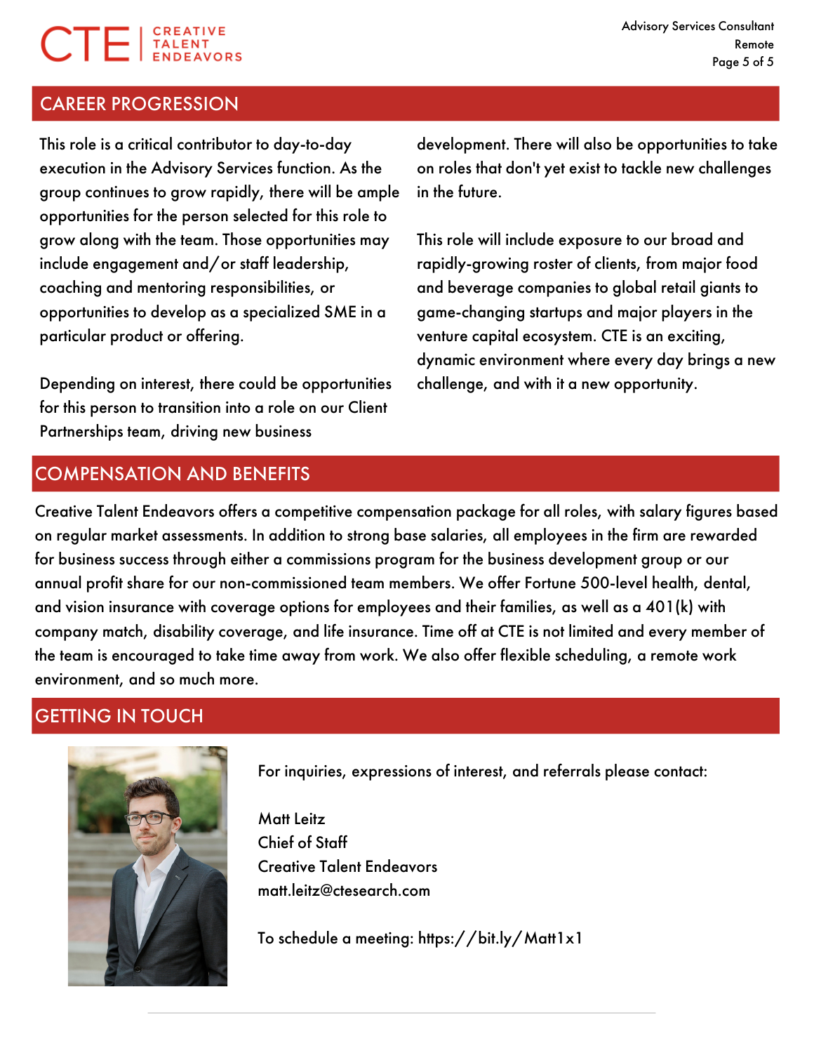## CAREER PROGRESSION

This role is a critical contributor to day-to-day execution in the Advisory Services function. As the group continues to grow rapidly, there will be ample opportunities for the person selected for this role to grow along with the team. Those opportunities may include engagement and/or staff leadership, coaching and mentoring responsibilities, or opportunities to develop as a specialized SME in a particular product or offering.

Depending on interest, there could be opportunities for this person to transition into a role on our Client Partnerships team, driving new business development. There will also be opportunities to take on roles that don't yet exist to tackle new challenges in the future.

This role will include exposure to our broad and rapidly-growing roster of clients, from major food and beverage companies to global retail giants to game-changing startups and major players in the venture capital ecosystem. CTE is an exciting, dynamic environment where every day brings a new challenge, and with it a new opportunity.

## COMPENSATION AND BENEFITS

Creative Talent Endeavors offers a competitive compensation package for all roles, with salary figures based on regular market assessments. In addition to strong base salaries, all employees in the firm are rewarded for business success through either a commissions program for the business development group or our annual profit share for our non-commissioned team members. We offer Fortune 500-level health, dental, and vision insurance with coverage options for employees and their families, as well as a 401(k) with company match, disability coverage, and life insurance. Time off at CTE is not limited and every member of the team is encouraged to take time away from work. We also offer flexible scheduling, a remote work environment, and so much more.

## GETTING IN TOUCH

For inquiries, expressions of interest, and referrals please contact:

Matt Leitz
Chief of Staff
Creative Talent Endeavors
matt.leitz@ctesearch.com

To schedule a meeting: https://bit.ly/Matt1x1